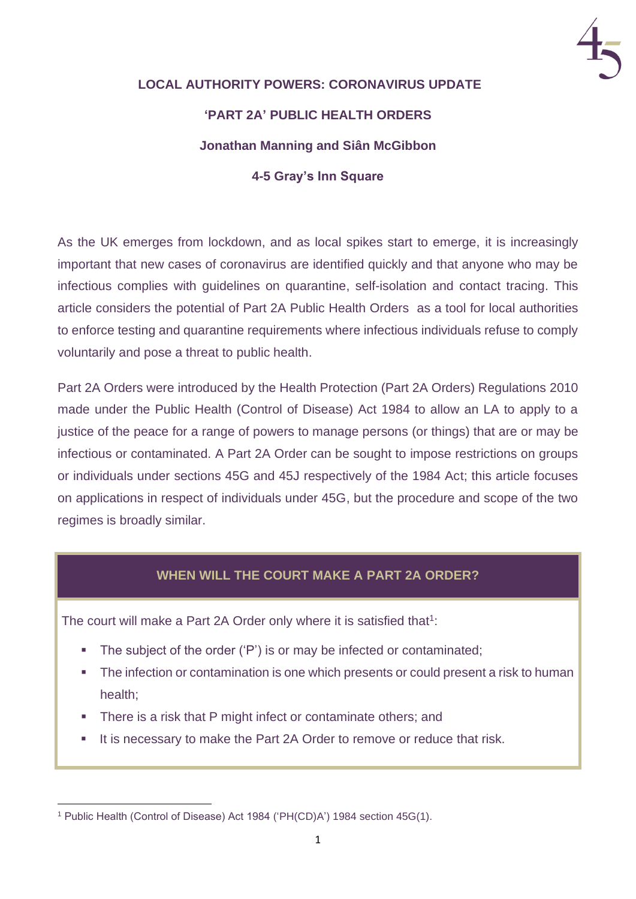# LOCAL AUTHORITY POWERS: CORONAVIRUS UPDATE

## 'PART 2A' PUBLIC HEALTH ORDERS

**Jonathan Manning and Siân McGibbon**

**4-5 Gray's Inn Square**

As the UK emerges from lockdown, and as local spikes start to emerge, it is increasingly important that new cases of coronavirus are identified quickly and that anyone who may be infectious complies with guidelines on quarantine, self-isolation and contact tracing. This article considers the potential of Part 2A Public Health Orders as a tool for local authorities to enforce testing and quarantine requirements where infectious individuals refuse to comply voluntarily and pose a threat to public health.

Part 2A Orders were introduced by the Health Protection (Part 2A Orders) Regulations 2010 made under the Public Health (Control of Disease) Act 1984 to allow an LA to apply to a justice of the peace for a range of powers to manage persons (or things) that are or may be infectious or contaminated. A Part 2A Order can be sought to impose restrictions on groups or individuals under sections 45G and 45J respectively of the 1984 Act; this article focuses on applications in respect of individuals under 45G, but the procedure and scope of the two regimes is broadly similar.

### WHEN WILL THE COURT MAKE A PART 2A ORDER?

The court will make a Part 2A Order only where it is satisfied that[1]:

- The subject of the order ('P') is or may be infected or contaminated;
- The infection or contamination is one which presents or could present a risk to human health;
- There is a risk that P might infect or contaminate others; and
- It is necessary to make the Part 2A Order to remove or reduce that risk.

[1] Public Health (Control of Disease) Act 1984 ('PH(CD)A') 1984 section 45G(1).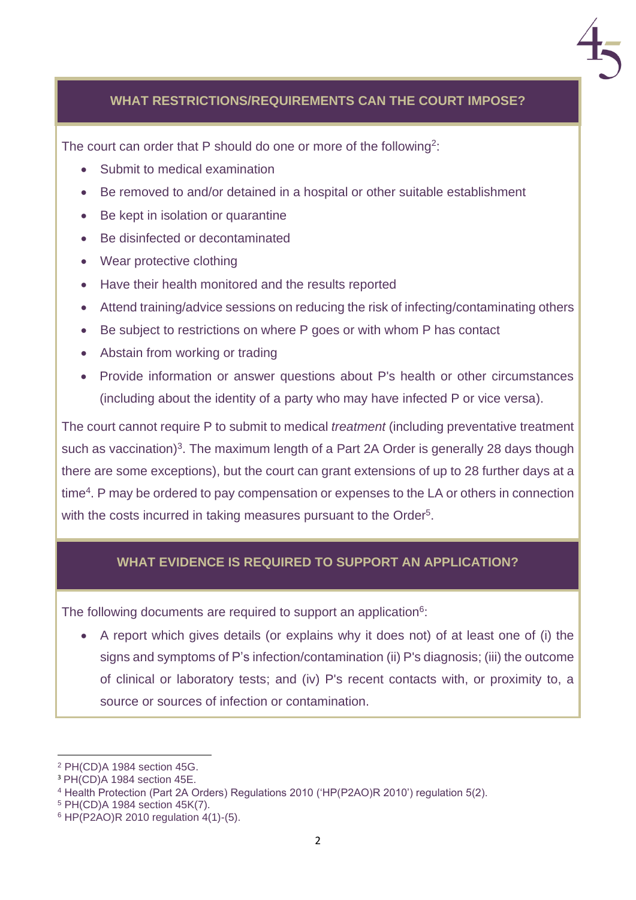## WHAT RESTRICTIONS/REQUIREMENTS CAN THE COURT IMPOSE?

The court can order that P should do one or more of the following[2]:

- Submit to medical examination
- Be removed to and/or detained in a hospital or other suitable establishment
- Be kept in isolation or quarantine
- Be disinfected or decontaminated
- Wear protective clothing
- Have their health monitored and the results reported
- Attend training/advice sessions on reducing the risk of infecting/contaminating others
- Be subject to restrictions on where P goes or with whom P has contact
- Abstain from working or trading
- Provide information or answer questions about P's health or other circumstances (including about the identity of a party who may have infected P or vice versa).

The court cannot require P to submit to medical *treatment* (including preventative treatment such as vaccination)[3]. The maximum length of a Part 2A Order is generally 28 days though there are some exceptions), but the court can grant extensions of up to 28 further days at a time[4]. P may be ordered to pay compensation or expenses to the LA or others in connection with the costs incurred in taking measures pursuant to the Order[5].

## WHAT EVIDENCE IS REQUIRED TO SUPPORT AN APPLICATION?

The following documents are required to support an application[6]:

- A report which gives details (or explains why it does not) of at least one of (i) the signs and symptoms of P's infection/contamination (ii) P's diagnosis; (iii) the outcome of clinical or laboratory tests; and (iv) P's recent contacts with, or proximity to, a source or sources of infection or contamination.

---

[2] PH(CD)A 1984 section 45G.
[3] PH(CD)A 1984 section 45E.
[4] Health Protection (Part 2A Orders) Regulations 2010 ('HP(P2AO)R 2010') regulation 5(2).
[5] PH(CD)A 1984 section 45K(7).
[6] HP(P2AO)R 2010 regulation 4(1)-(5).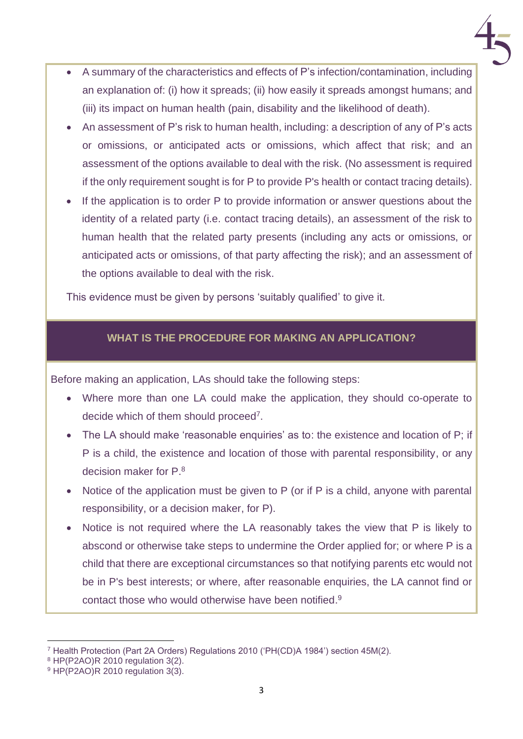- A summary of the characteristics and effects of P's infection/contamination, including an explanation of: (i) how it spreads; (ii) how easily it spreads amongst humans; and (iii) its impact on human health (pain, disability and the likelihood of death).
- An assessment of P's risk to human health, including: a description of any of P's acts or omissions, or anticipated acts or omissions, which affect that risk; and an assessment of the options available to deal with the risk. (No assessment is required if the only requirement sought is for P to provide P's health or contact tracing details).
- If the application is to order P to provide information or answer questions about the identity of a related party (i.e. contact tracing details), an assessment of the risk to human health that the related party presents (including any acts or omissions, or anticipated acts or omissions, of that party affecting the risk); and an assessment of the options available to deal with the risk.

This evidence must be given by persons 'suitably qualified' to give it.

## WHAT IS THE PROCEDURE FOR MAKING AN APPLICATION?

Before making an application, LAs should take the following steps:

- Where more than one LA could make the application, they should co-operate to decide which of them should proceed[7].
- The LA should make 'reasonable enquiries' as to: the existence and location of P; if P is a child, the existence and location of those with parental responsibility, or any decision maker for P.[8]
- Notice of the application must be given to P (or if P is a child, anyone with parental responsibility, or a decision maker, for P).
- Notice is not required where the LA reasonably takes the view that P is likely to abscond or otherwise take steps to undermine the Order applied for; or where P is a child that there are exceptional circumstances so that notifying parents etc would not be in P's best interests; or where, after reasonable enquiries, the LA cannot find or contact those who would otherwise have been notified.[9]

---

[7] Health Protection (Part 2A Orders) Regulations 2010 ('PH(CD)A 1984') section 45M(2).

[8] HP(P2AO)R 2010 regulation 3(2).

[9] HP(P2AO)R 2010 regulation 3(3).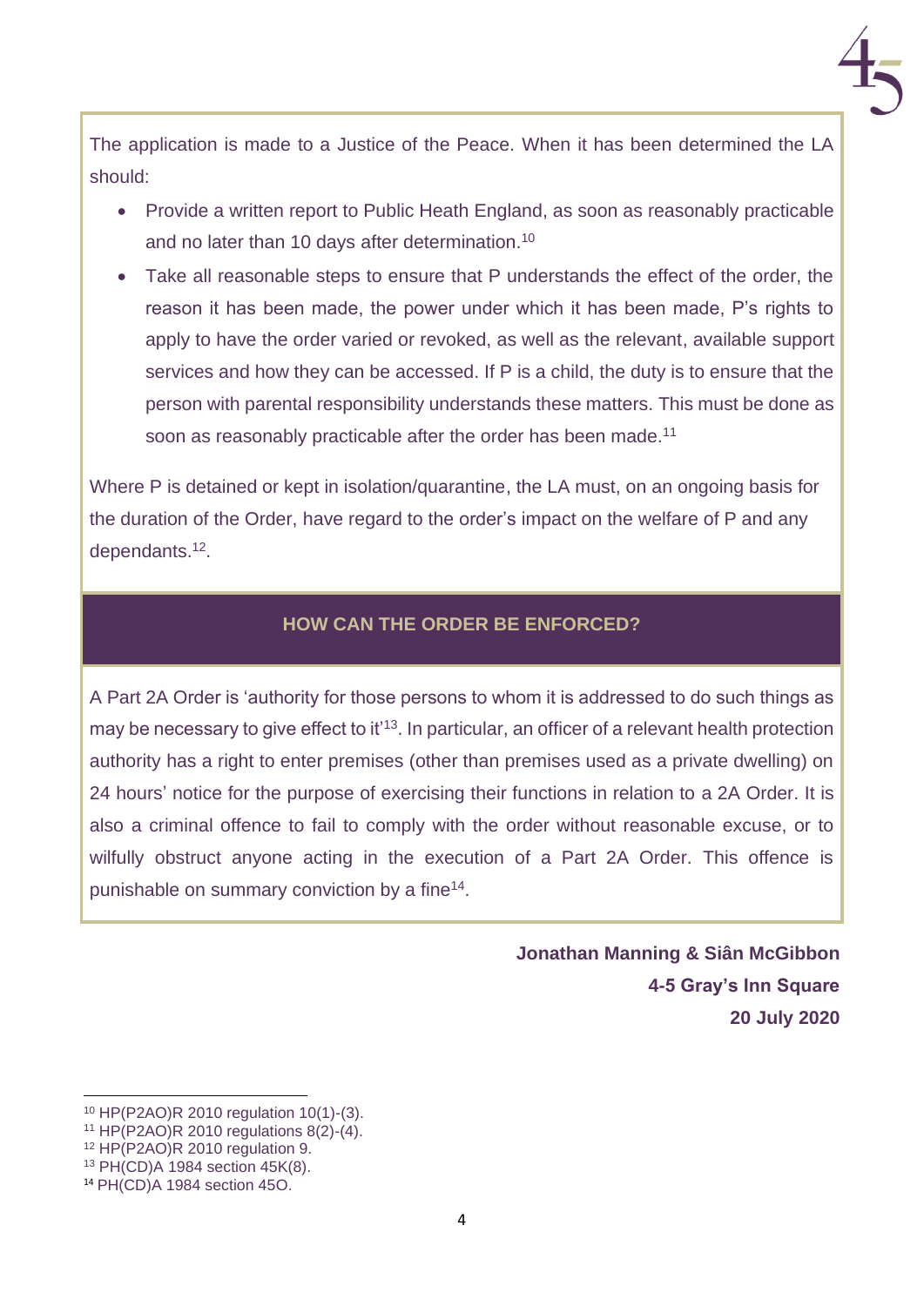The application is made to a Justice of the Peace. When it has been determined the LA should:

- Provide a written report to Public Heath England, as soon as reasonably practicable and no later than 10 days after determination.[10]
- Take all reasonable steps to ensure that P understands the effect of the order, the reason it has been made, the power under which it has been made, P's rights to apply to have the order varied or revoked, as well as the relevant, available support services and how they can be accessed. If P is a child, the duty is to ensure that the person with parental responsibility understands these matters. This must be done as soon as reasonably practicable after the order has been made.[11]

Where P is detained or kept in isolation/quarantine, the LA must, on an ongoing basis for the duration of the Order, have regard to the order's impact on the welfare of P and any dependants.[12].

## HOW CAN THE ORDER BE ENFORCED?

A Part 2A Order is 'authority for those persons to whom it is addressed to do such things as may be necessary to give effect to it'[13]. In particular, an officer of a relevant health protection authority has a right to enter premises (other than premises used as a private dwelling) on 24 hours' notice for the purpose of exercising their functions in relation to a 2A Order. It is also a criminal offence to fail to comply with the order without reasonable excuse, or to wilfully obstruct anyone acting in the execution of a Part 2A Order. This offence is punishable on summary conviction by a fine[14].

**Jonathan Manning & Siân McGibbon**
**4-5 Gray's Inn Square**
**20 July 2020**

---

[10] HP(P2AO)R 2010 regulation 10(1)-(3).
[11] HP(P2AO)R 2010 regulations 8(2)-(4).
[12] HP(P2AO)R 2010 regulation 9.
[13] PH(CD)A 1984 section 45K(8).
[14] PH(CD)A 1984 section 45O.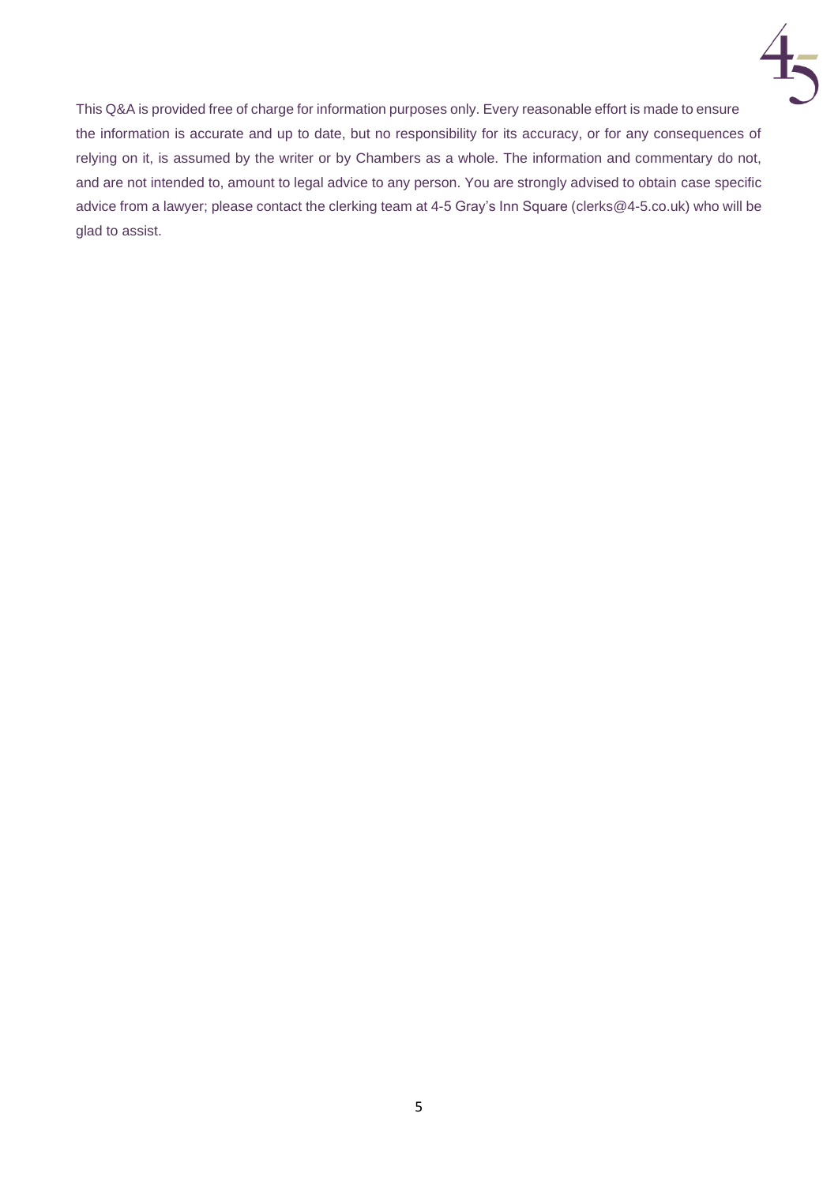This Q&A is provided free of charge for information purposes only. Every reasonable effort is made to ensure the information is accurate and up to date, but no responsibility for its accuracy, or for any consequences of relying on it, is assumed by the writer or by Chambers as a whole. The information and commentary do not, and are not intended to, amount to legal advice to any person. You are strongly advised to obtain case specific advice from a lawyer; please contact the clerking team at 4-5 Gray's Inn Square (clerks@4-5.co.uk) who will be glad to assist.